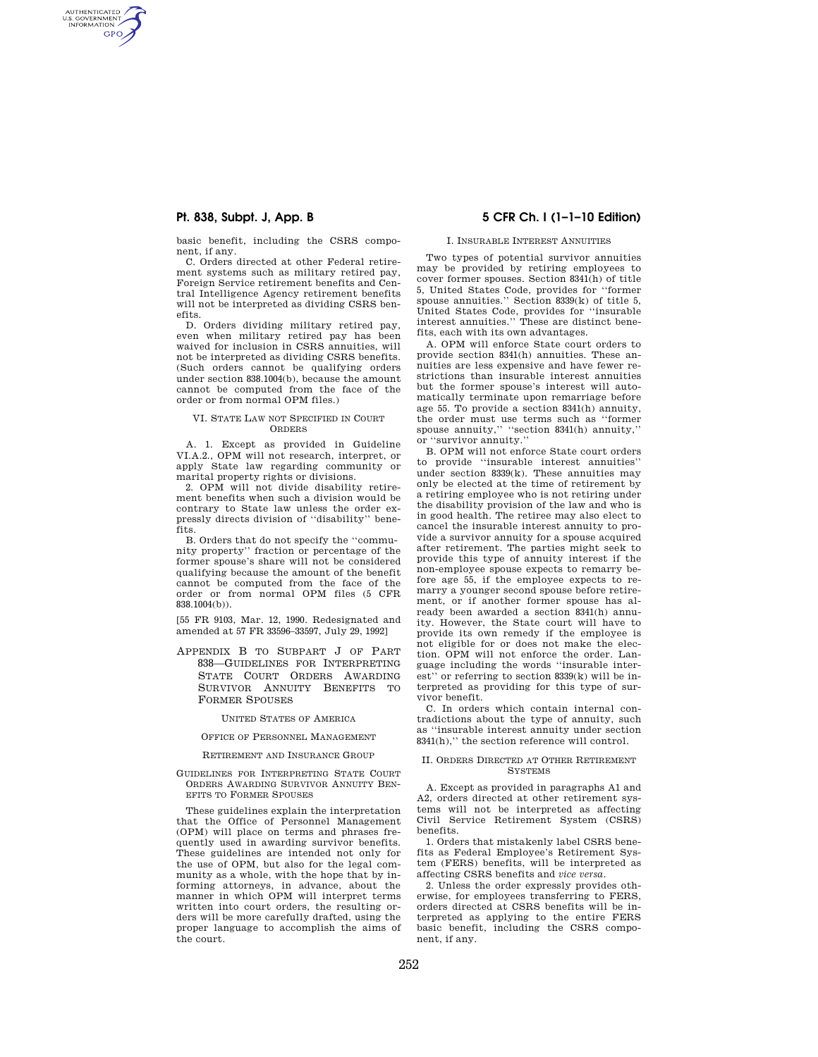basic benefit, including the CSRS component, if any.

C. Orders directed at other Federal retirement systems such as military retired pay, Foreign Service retirement benefits and Central Intelligence Agency retirement benefits will not be interpreted as dividing CSRS benefits.

D. Orders dividing military retired pay, even when military retired pay has been waived for inclusion in CSRS annuities, will not be interpreted as dividing CSRS benefits. (Such orders cannot be qualifying orders under section 838.1004(b), because the amount cannot be computed from the face of the order or from normal OPM files.)

VI. STATE LAW NOT SPECIFIED IN COURT ORDERS

A. 1. Except as provided in Guideline VI.A.2., OPM will not research, interpret, or apply State law regarding community or marital property rights or divisions.

2. OPM will not divide disability retirement benefits when such a division would be contrary to State law unless the order expressly directs division of "disability" benefits.

B. Orders that do not specify the "community property" fraction or percentage of the former spouse's share will not be considered qualifying because the amount of the benefit cannot be computed from the face of the order or from normal OPM files (5 CFR 838.1004(b)).

[55 FR 9103, Mar. 12, 1990. Redesignated and amended at 57 FR 33596–33597, July 29, 1992]

## APPENDIX B TO SUBPART J OF PART 838—GUIDELINES FOR INTERPRETING STATE COURT ORDERS AWARDING SURVIVOR ANNUITY BENEFITS TO FORMER SPOUSES

UNITED STATES OF AMERICA

OFFICE OF PERSONNEL MANAGEMENT

RETIREMENT AND INSURANCE GROUP

GUIDELINES FOR INTERPRETING STATE COURT ORDERS AWARDING SURVIVOR ANNUITY BENEFITS TO FORMER SPOUSES

These guidelines explain the interpretation that the Office of Personnel Management (OPM) will place on terms and phrases frequently used in awarding survivor benefits. These guidelines are intended not only for the use of OPM, but also for the legal community as a whole, with the hope that by informing attorneys, in advance, about the manner in which OPM will interpret terms written into court orders, the resulting orders will be more carefully drafted, using the proper language to accomplish the aims of the court.

I. INSURABLE INTEREST ANNUITIES

Two types of potential survivor annuities may be provided by retiring employees to cover former spouses. Section 8341(h) of title 5, United States Code, provides for "former spouse annuities." Section 8339(k) of title 5, United States Code, provides for "insurable interest annuities." These are distinct benefits, each with its own advantages.

A. OPM will enforce State court orders to provide section 8341(h) annuities. These annuities are less expensive and have fewer restrictions than insurable interest annuities but the former spouse's interest will automatically terminate upon remarriage before age 55. To provide a section 8341(h) annuity, the order must use terms such as "former spouse annuity," "section 8341(h) annuity," or "survivor annuity."

B. OPM will not enforce State court orders to provide "insurable interest annuities" under section 8339(k). These annuities may only be elected at the time of retirement by a retiring employee who is not retiring under the disability provision of the law and who is in good health. The retiree may also elect to cancel the insurable interest annuity to provide a survivor annuity for a spouse acquired after retirement. The parties might seek to provide this type of annuity interest if the non-employee spouse expects to remarry before age 55, if the employee expects to remarry a younger second spouse before retirement, or if another former spouse has already been awarded a section 8341(h) annuity. However, the State court will have to provide its own remedy if the employee is not eligible for or does not make the election. OPM will not enforce the order. Language including the words "insurable interest" or referring to section 8339(k) will be interpreted as providing for this type of survivor benefit.

C. In orders which contain internal contradictions about the type of annuity, such as "insurable interest annuity under section 8341(h)," the section reference will control.

II. ORDERS DIRECTED AT OTHER RETIREMENT SYSTEMS

A. Except as provided in paragraphs A1 and A2, orders directed at other retirement systems will not be interpreted as affecting Civil Service Retirement System (CSRS) benefits.

1. Orders that mistakenly label CSRS benefits as Federal Employee's Retirement System (FERS) benefits, will be interpreted as affecting CSRS benefits and *vice versa*.

2. Unless the order expressly provides otherwise, for employees transferring to FERS, orders directed at CSRS benefits will be interpreted as applying to the entire FERS basic benefit, including the CSRS component, if any.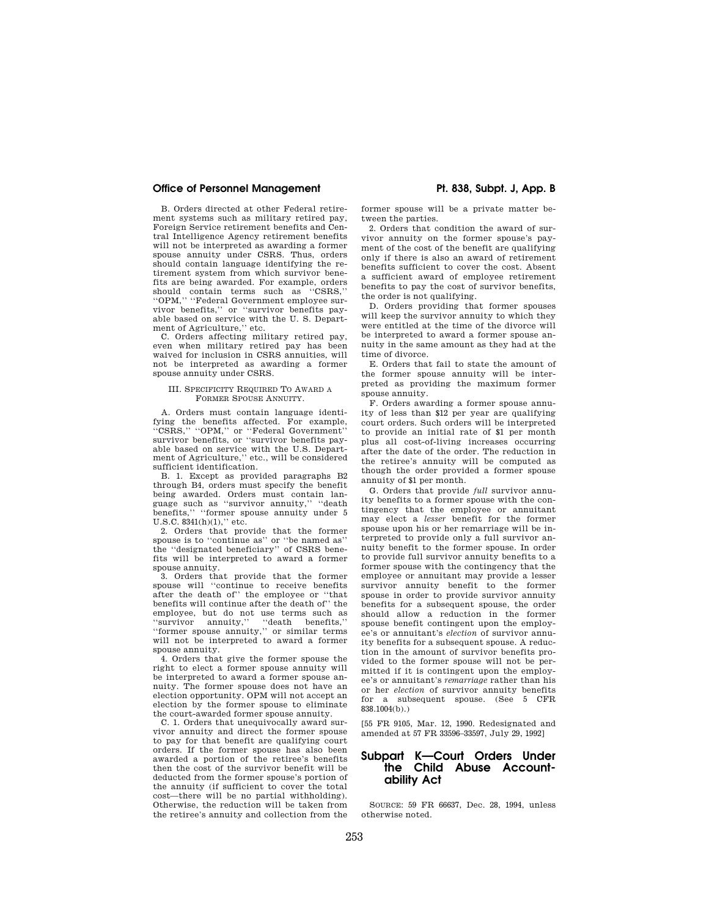B. Orders directed at other Federal retirement systems such as military retired pay, Foreign Service retirement benefits and Central Intelligence Agency retirement benefits will not be interpreted as awarding a former spouse annuity under CSRS. Thus, orders should contain language identifying the retirement system from which survivor benefits are being awarded. For example, orders should contain terms such as ''CSRS,'' ''OPM,'' ''Federal Government employee survivor benefits,'' or ''survivor benefits payable based on service with the U. S. Department of Agriculture,'' etc.

C. Orders affecting military retired pay, even when military retired pay has been waived for inclusion in CSRS annuities, will not be interpreted as awarding a former spouse annuity under CSRS.

III. SPECIFICITY REQUIRED TO AWARD A FORMER SPOUSE ANNUITY.

A. Orders must contain language identifying the benefits affected. For example, ''CSRS,'' ''OPM,'' or ''Federal Government'' survivor benefits, or ''survivor benefits payable based on service with the U.S. Department of Agriculture,'' etc., will be considered sufficient identification.

B. 1. Except as provided paragraphs B2 through B4, orders must specify the benefit being awarded. Orders must contain language such as ''survivor annuity,'' ''death benefits,'' ''former spouse annuity under 5 U.S.C. 8341(h)(1),'' etc.

2. Orders that provide that the former spouse is to ''continue as'' or ''be named as'' the ''designated beneficiary'' of CSRS benefits will be interpreted to award a former spouse annuity.

3. Orders that provide that the former spouse will ''continue to receive benefits after the death of'' the employee or ''that benefits will continue after the death of'' the employee, but do not use terms such as ''survivor annuity,'' ''death benefits,'' ''former spouse annuity,'' or similar terms will not be interpreted to award a former spouse annuity.

4. Orders that give the former spouse the right to elect a former spouse annuity will be interpreted to award a former spouse annuity. The former spouse does not have an election opportunity. OPM will not accept an election by the former spouse to eliminate the court-awarded former spouse annuity.

C. 1. Orders that unequivocally award survivor annuity and direct the former spouse to pay for that benefit are qualifying court orders. If the former spouse has also been awarded a portion of the retiree's benefits then the cost of the survivor benefit will be deducted from the former spouse's portion of the annuity (if sufficient to cover the total cost—there will be no partial withholding). Otherwise, the reduction will be taken from the retiree's annuity and collection from the former spouse will be a private matter between the parties.

2. Orders that condition the award of survivor annuity on the former spouse's payment of the cost of the benefit are qualifying only if there is also an award of retirement benefits sufficient to cover the cost. Absent a sufficient award of employee retirement benefits to pay the cost of survivor benefits, the order is not qualifying.

D. Orders providing that former spouses will keep the survivor annuity to which they were entitled at the time of the divorce will be interpreted to award a former spouse annuity in the same amount as they had at the time of divorce.

E. Orders that fail to state the amount of the former spouse annuity will be interpreted as providing the maximum former spouse annuity.

F. Orders awarding a former spouse annuity of less than $12 per year are qualifying court orders. Such orders will be interpreted to provide an initial rate of $1 per month plus all cost-of-living increases occurring after the date of the order. The reduction in the retiree's annuity will be computed as though the order provided a former spouse annuity of $1 per month.

G. Orders that provide *full* survivor annuity benefits to a former spouse with the contingency that the employee or annuitant may elect a *lesser* benefit for the former spouse upon his or her remarriage will be interpreted to provide only a full survivor annuity benefit to the former spouse. In order to provide full survivor annuity benefits to a former spouse with the contingency that the employee or annuitant may provide a lesser survivor annuity benefit to the former spouse in order to provide survivor annuity benefits for a subsequent spouse, the order should allow a reduction in the former spouse benefit contingent upon the employee's or annuitant's *election* of survivor annuity benefits for a subsequent spouse. A reduction in the amount of survivor benefits provided to the former spouse will not be permitted if it is contingent upon the employee's or annuitant's *remarriage* rather than his or her *election* of survivor annuity benefits for a subsequent spouse. (See 5 CFR 838.1004(b).)

[55 FR 9105, Mar. 12, 1990. Redesignated and amended at 57 FR 33596–33597, July 29, 1992]

## Subpart K—Court Orders Under the Child Abuse Accountability Act

SOURCE: 59 FR 66637, Dec. 28, 1994, unless otherwise noted.